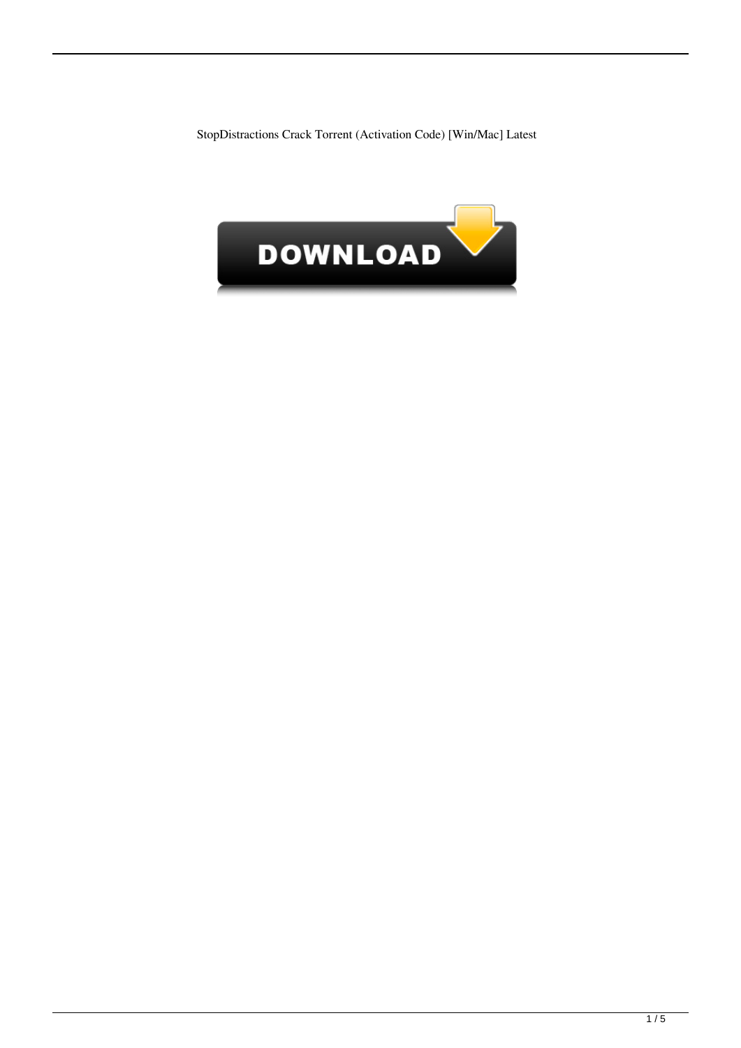StopDistractions Crack Torrent (Activation Code) [Win/Mac] Latest

DOWNLOAD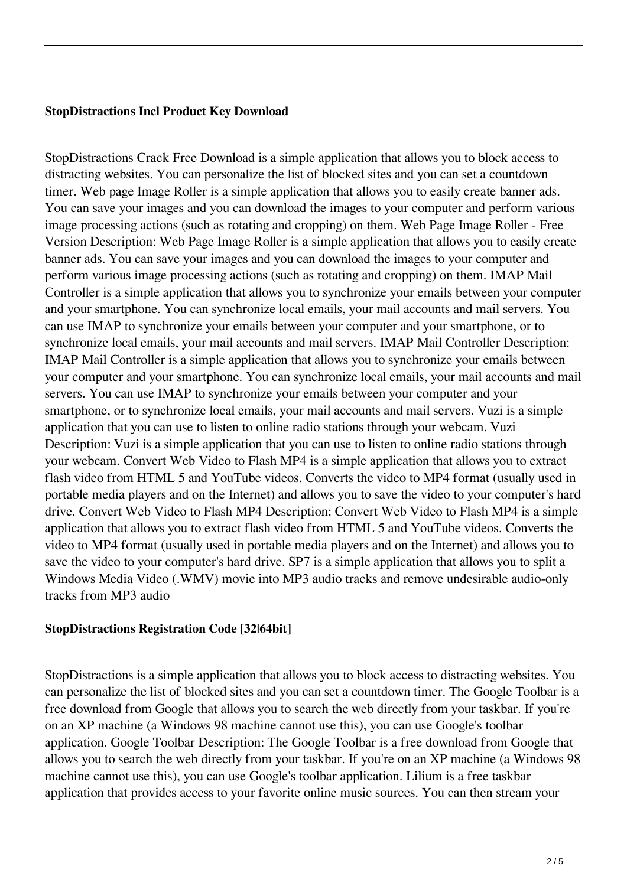**StopDistractions Incl Product Key Download**

StopDistractions Crack Free Download is a simple application that allows you to block access to distracting websites. You can personalize the list of blocked sites and you can set a countdown timer. Web page Image Roller is a simple application that allows you to easily create banner ads. You can save your images and you can download the images to your computer and perform various image processing actions (such as rotating and cropping) on them. Web Page Image Roller - Free Version Description: Web Page Image Roller is a simple application that allows you to easily create banner ads. You can save your images and you can download the images to your computer and perform various image processing actions (such as rotating and cropping) on them. IMAP Mail Controller is a simple application that allows you to synchronize your emails between your computer and your smartphone. You can synchronize local emails, your mail accounts and mail servers. You can use IMAP to synchronize your emails between your computer and your smartphone, or to synchronize local emails, your mail accounts and mail servers. IMAP Mail Controller Description: IMAP Mail Controller is a simple application that allows you to synchronize your emails between your computer and your smartphone. You can synchronize local emails, your mail accounts and mail servers. You can use IMAP to synchronize your emails between your computer and your smartphone, or to synchronize local emails, your mail accounts and mail servers. Vuzi is a simple application that you can use to listen to online radio stations through your webcam. Vuzi Description: Vuzi is a simple application that you can use to listen to online radio stations through your webcam. Convert Web Video to Flash MP4 is a simple application that allows you to extract flash video from HTML 5 and YouTube videos. Converts the video to MP4 format (usually used in portable media players and on the Internet) and allows you to save the video to your computer's hard drive. Convert Web Video to Flash MP4 Description: Convert Web Video to Flash MP4 is a simple application that allows you to extract flash video from HTML 5 and YouTube videos. Converts the video to MP4 format (usually used in portable media players and on the Internet) and allows you to save the video to your computer's hard drive. SP7 is a simple application that allows you to split a Windows Media Video (.WMV) movie into MP3 audio tracks and remove undesirable audio-only tracks from MP3 audio

**StopDistractions Registration Code [32|64bit]**

StopDistractions is a simple application that allows you to block access to distracting websites. You can personalize the list of blocked sites and you can set a countdown timer. The Google Toolbar is a free download from Google that allows you to search the web directly from your taskbar. If you're on an XP machine (a Windows 98 machine cannot use this), you can use Google's toolbar application. Google Toolbar Description: The Google Toolbar is a free download from Google that allows you to search the web directly from your taskbar. If you're on an XP machine (a Windows 98 machine cannot use this), you can use Google's toolbar application. Lilium is a free taskbar application that provides access to your favorite online music sources. You can then stream your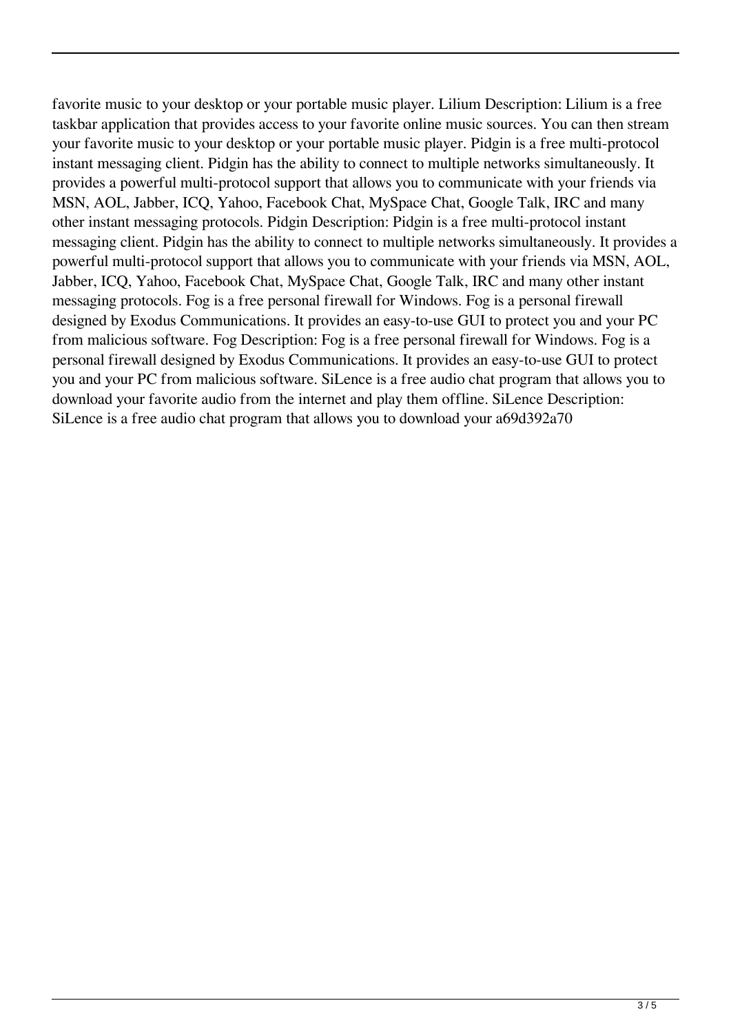favorite music to your desktop or your portable music player. Lilium Description: Lilium is a free taskbar application that provides access to your favorite online music sources. You can then stream your favorite music to your desktop or your portable music player. Pidgin is a free multi-protocol instant messaging client. Pidgin has the ability to connect to multiple networks simultaneously. It provides a powerful multi-protocol support that allows you to communicate with your friends via MSN, AOL, Jabber, ICQ, Yahoo, Facebook Chat, MySpace Chat, Google Talk, IRC and many other instant messaging protocols. Pidgin Description: Pidgin is a free multi-protocol instant messaging client. Pidgin has the ability to connect to multiple networks simultaneously. It provides a powerful multi-protocol support that allows you to communicate with your friends via MSN, AOL, Jabber, ICQ, Yahoo, Facebook Chat, MySpace Chat, Google Talk, IRC and many other instant messaging protocols. Fog is a free personal firewall for Windows. Fog is a personal firewall designed by Exodus Communications. It provides an easy-to-use GUI to protect you and your PC from malicious software. Fog Description: Fog is a free personal firewall for Windows. Fog is a personal firewall designed by Exodus Communications. It provides an easy-to-use GUI to protect you and your PC from malicious software. SiLence is a free audio chat program that allows you to download your favorite audio from the internet and play them offline. SiLence Description: SiLence is a free audio chat program that allows you to download your a69d392a70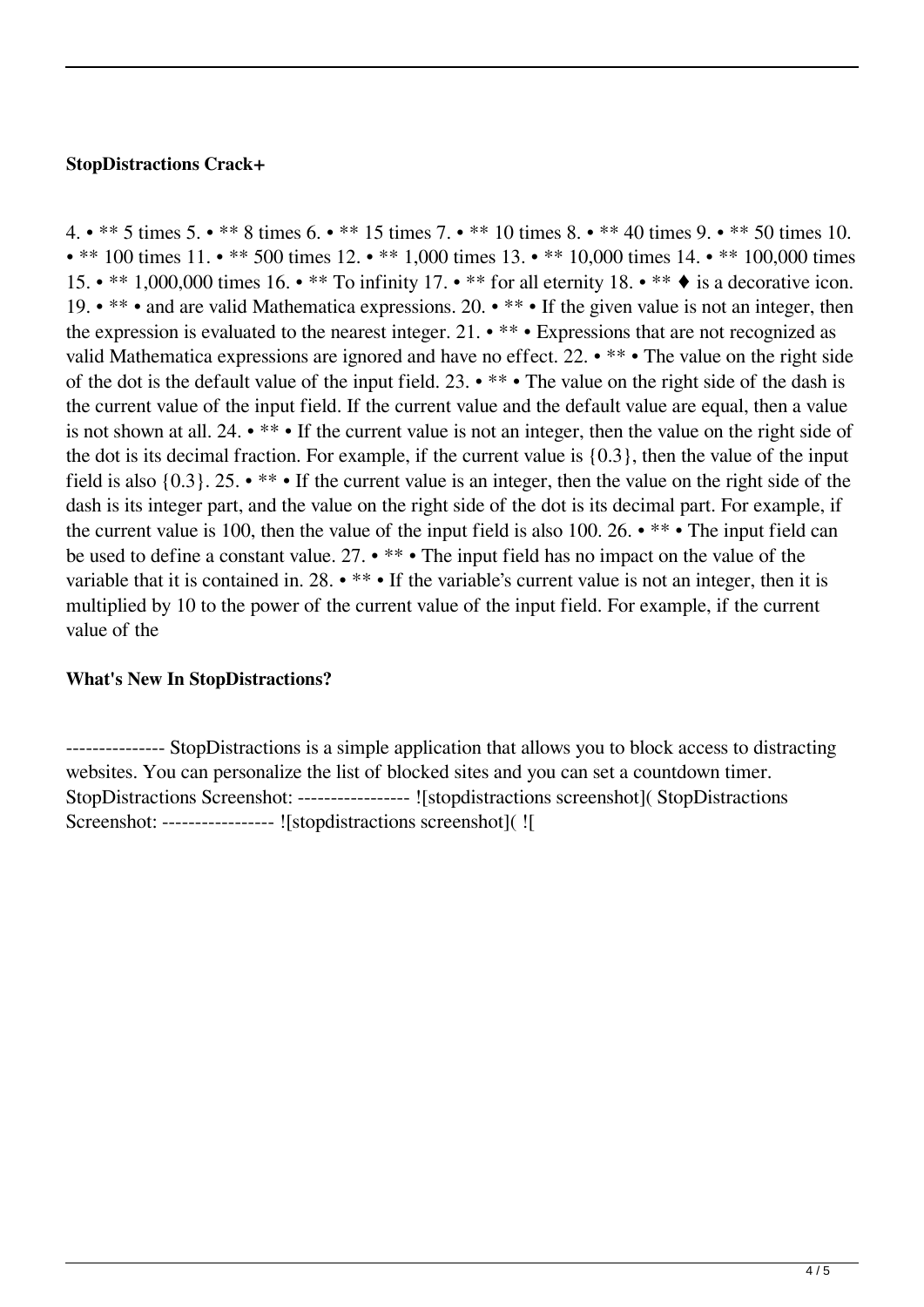### StopDistractions Crack+

4. • ** 5 times 5. • ** 8 times 6. • ** 15 times 7. • ** 10 times 8. • ** 40 times 9. • ** 50 times 10. • ** 100 times 11. • ** 500 times 12. • ** 1,000 times 13. • ** 10,000 times 14. • ** 100,000 times 15. • ** 1,000,000 times 16. • ** To infinity 17. • ** for all eternity 18. • ** ♦ is a decorative icon. 19. • ** • and are valid Mathematica expressions. 20. • ** • If the given value is not an integer, then the expression is evaluated to the nearest integer. 21. • ** • Expressions that are not recognized as valid Mathematica expressions are ignored and have no effect. 22. • ** • The value on the right side of the dot is the default value of the input field. 23. • ** • The value on the right side of the dash is the current value of the input field. If the current value and the default value are equal, then a value is not shown at all. 24. • ** • If the current value is not an integer, then the value on the right side of the dot is its decimal fraction. For example, if the current value is {0.3}, then the value of the input field is also {0.3}. 25. • ** • If the current value is an integer, then the value on the right side of the dash is its integer part, and the value on the right side of the dot is its decimal part. For example, if the current value is 100, then the value of the input field is also 100. 26. • ** • The input field can be used to define a constant value. 27. • ** • The input field has no impact on the value of the variable that it is contained in. 28. • ** • If the variable's current value is not an integer, then it is multiplied by 10 to the power of the current value of the input field. For example, if the current value of the

### What's New In StopDistractions?

--------------- StopDistractions is a simple application that allows you to block access to distracting websites. You can personalize the list of blocked sites and you can set a countdown timer. StopDistractions Screenshot: ----------------- ![stopdistractions screenshot]( StopDistractions Screenshot: ----------------- ![stopdistractions screenshot]( ![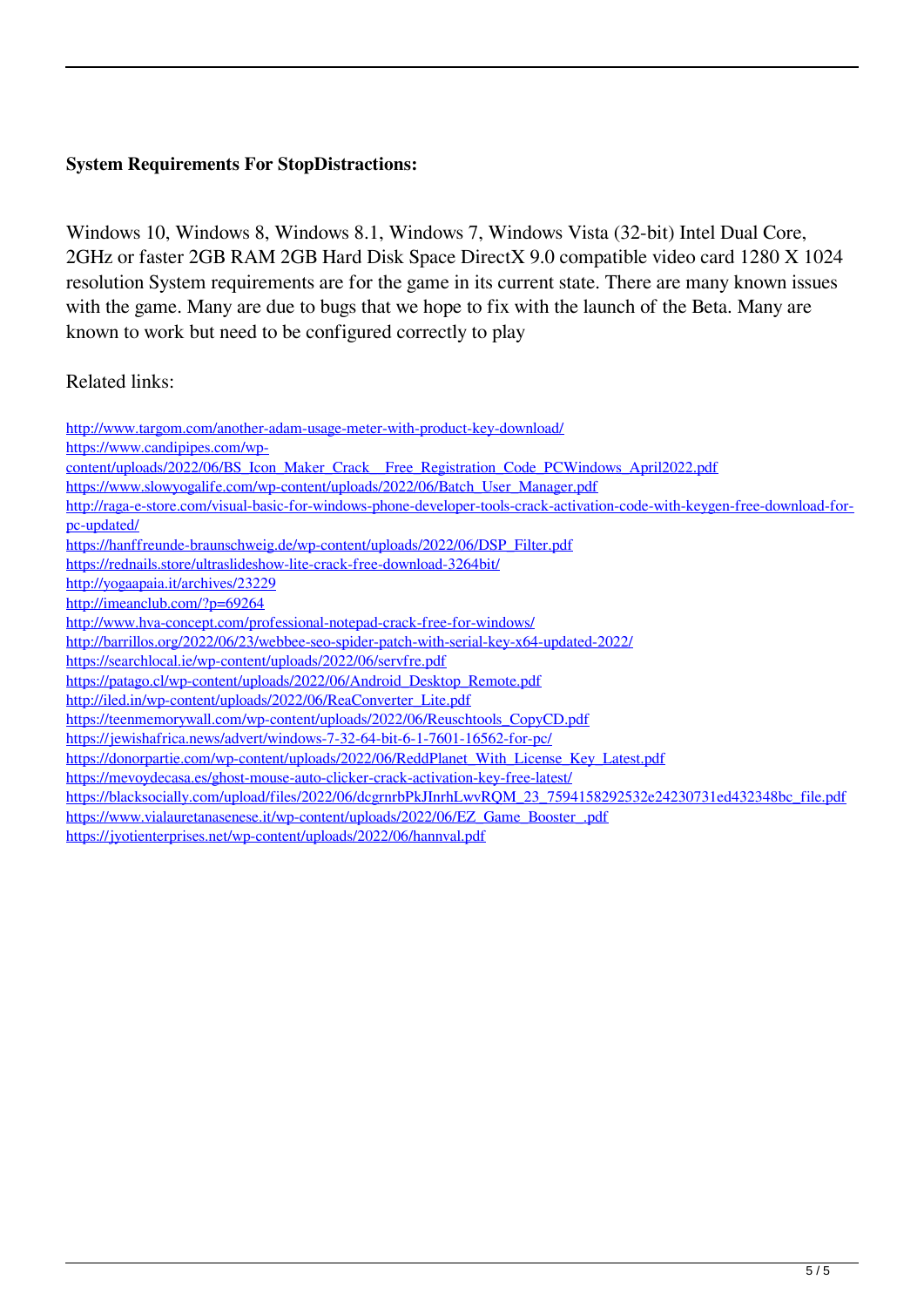**System Requirements For StopDistractions:**

Windows 10, Windows 8, Windows 8.1, Windows 7, Windows Vista (32-bit) Intel Dual Core, 2GHz or faster 2GB RAM 2GB Hard Disk Space DirectX 9.0 compatible video card 1280 X 1024 resolution System requirements are for the game in its current state. There are many known issues with the game. Many are due to bugs that we hope to fix with the launch of the Beta. Many are known to work but need to be configured correctly to play

Related links:

http://www.targom.com/another-adam-usage-meter-with-product-key-download/
https://www.candipipes.com/wp-content/uploads/2022/06/BS_Icon_Maker_Crack__Free_Registration_Code_PCWindows_April2022.pdf
https://www.slowyogalife.com/wp-content/uploads/2022/06/Batch_User_Manager.pdf
http://raga-e-store.com/visual-basic-for-windows-phone-developer-tools-crack-activation-code-with-keygen-free-download-for-pc-updated/
https://hanffreunde-braunschweig.de/wp-content/uploads/2022/06/DSP_Filter.pdf
https://rednails.store/ultraslideshow-lite-crack-free-download-3264bit/
http://yogaapaia.it/archives/23229
http://imeanclub.com/?p=69264
http://www.hva-concept.com/professional-notepad-crack-free-for-windows/
http://barrillos.org/2022/06/23/webbee-seo-spider-patch-with-serial-key-x64-updated-2022/
https://searchlocal.ie/wp-content/uploads/2022/06/servfre.pdf
https://patago.cl/wp-content/uploads/2022/06/Android_Desktop_Remote.pdf
http://iled.in/wp-content/uploads/2022/06/ReaConverter_Lite.pdf
https://teenmemorywall.com/wp-content/uploads/2022/06/Reuschtools_CopyCD.pdf
https://jewishafrica.news/advert/windows-7-32-64-bit-6-1-7601-16562-for-pc/
https://donorpartie.com/wp-content/uploads/2022/06/ReddPlanet_With_License_Key_Latest.pdf
https://mevoydecasa.es/ghost-mouse-auto-clicker-crack-activation-key-free-latest/
https://blacksocially.com/upload/files/2022/06/dcgrnrbPkJInrhLwvRQM_23_7594158292532e24230731ed432348bc_file.pdf
https://www.vialauretanasenese.it/wp-content/uploads/2022/06/EZ_Game_Booster_.pdf
https://jyotienterprises.net/wp-content/uploads/2022/06/hannval.pdf